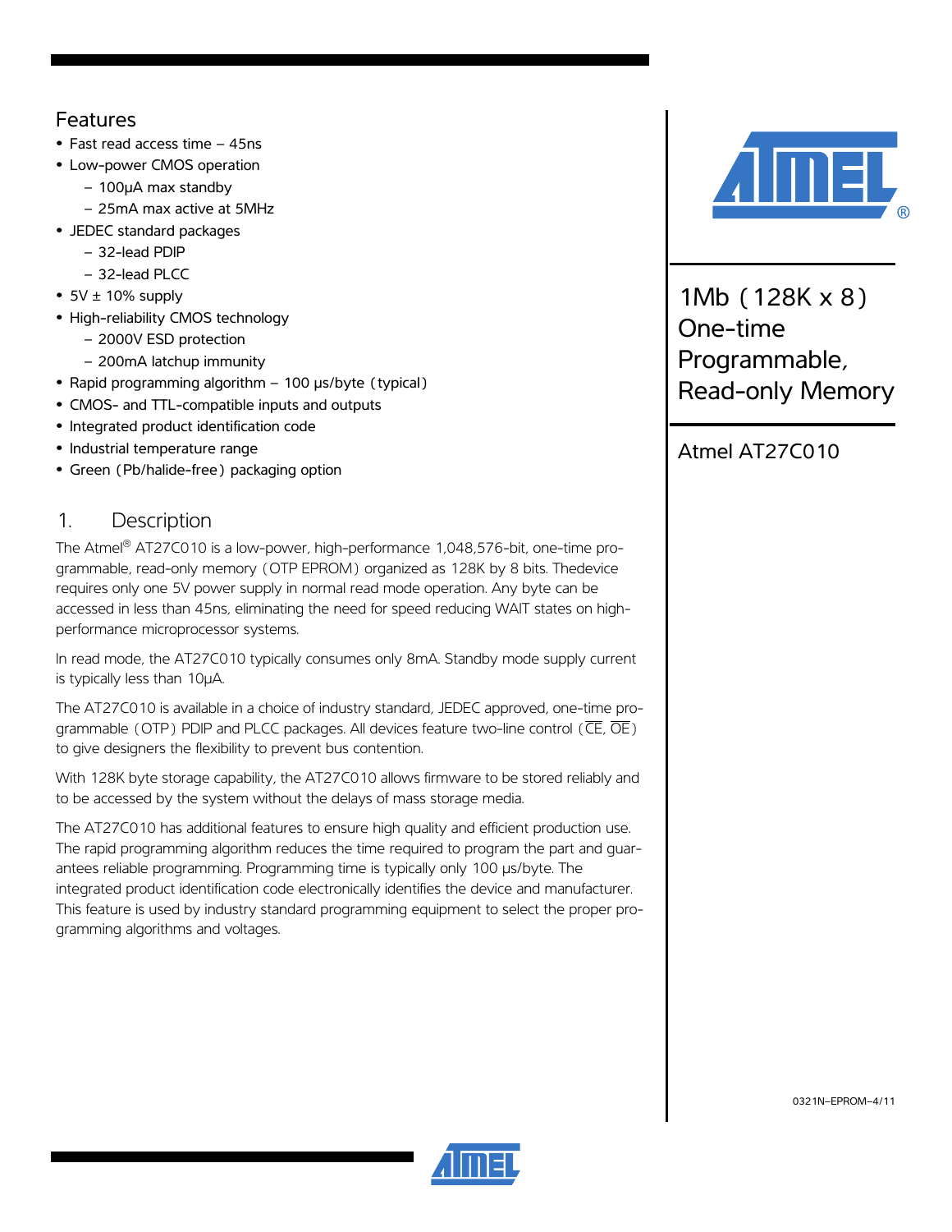# Features

- Fast read access time – 45ns
- Low-power CMOS operation
  - 100µA max standby
  - 25mA max active at 5MHz
- JEDEC standard packages
  - 32-lead PDIP
  - 32-lead PLCC
- 5V ± 10% supply
- High-reliability CMOS technology
  - 2000V ESD protection
  - 200mA latchup immunity
- Rapid programming algorithm – 100 µs/byte (typical)
- CMOS- and TTL-compatible inputs and outputs
- Integrated product identification code
- Industrial temperature range
- Green (Pb/halide-free) packaging option

# 1Mb (128K x 8) One-time Programmable, Read-only Memory

## Atmel AT27C010

## 1. Description

The Atmel® AT27C010 is a low-power, high-performance 1,048,576-bit, one-time programmable, read-only memory (OTP EPROM) organized as 128K by 8 bits. Thedevice requires only one 5V power supply in normal read mode operation. Any byte can be accessed in less than 45ns, eliminating the need for speed reducing WAIT states on high-performance microprocessor systems.

In read mode, the AT27C010 typically consumes only 8mA. Standby mode supply current is typically less than 10µA.

The AT27C010 is available in a choice of industry standard, JEDEC approved, one-time programmable (OTP) PDIP and PLCC packages. All devices feature two-line control ($\overline{CE}$, $\overline{OE}$) to give designers the flexibility to prevent bus contention.

With 128K byte storage capability, the AT27C010 allows firmware to be stored reliably and to be accessed by the system without the delays of mass storage media.

The AT27C010 has additional features to ensure high quality and efficient production use. The rapid programming algorithm reduces the time required to program the part and guarantees reliable programming. Programming time is typically only 100 µs/byte. The integrated product identification code electronically identifies the device and manufacturer. This feature is used by industry standard programming equipment to select the proper programming algorithms and voltages.

0321N–EPROM–4/11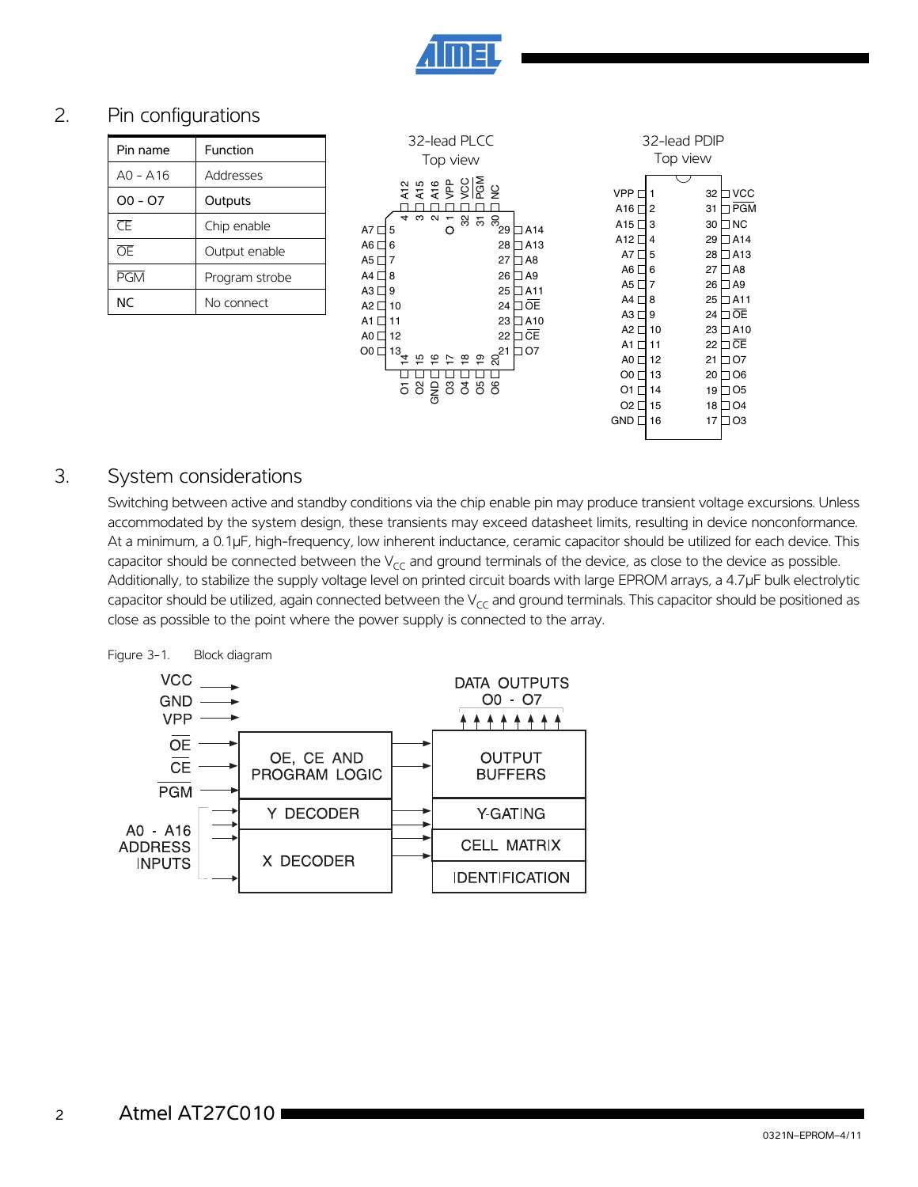## 2. Pin configurations

| Pin name | Function |
|---|---|
| A0 - A16 | Addresses |
| O0 - O7 | Outputs |
| $\overline{CE}$ | Chip enable |
| $\overline{OE}$ | Output enable |
| $\overline{PGM}$ | Program strobe |
| NC | No connect |

32-lead PLCC
Top view

32-lead PDIP
Top view

## 3. System considerations

Switching between active and standby conditions via the chip enable pin may produce transient voltage excursions. Unless accommodated by the system design, these transients may exceed datasheet limits, resulting in device nonconformance. At a minimum, a 0.1µF, high-frequency, low inherent inductance, ceramic capacitor should be utilized for each device. This capacitor should be connected between the $V_{CC}$ and ground terminals of the device, as close to the device as possible. Additionally, to stabilize the supply voltage level on printed circuit boards with large EPROM arrays, a 4.7µF bulk electrolytic capacitor should be utilized, again connected between the $V_{CC}$ and ground terminals. This capacitor should be positioned as close as possible to the point where the power supply is connected to the array.

Figure 3-1. Block diagram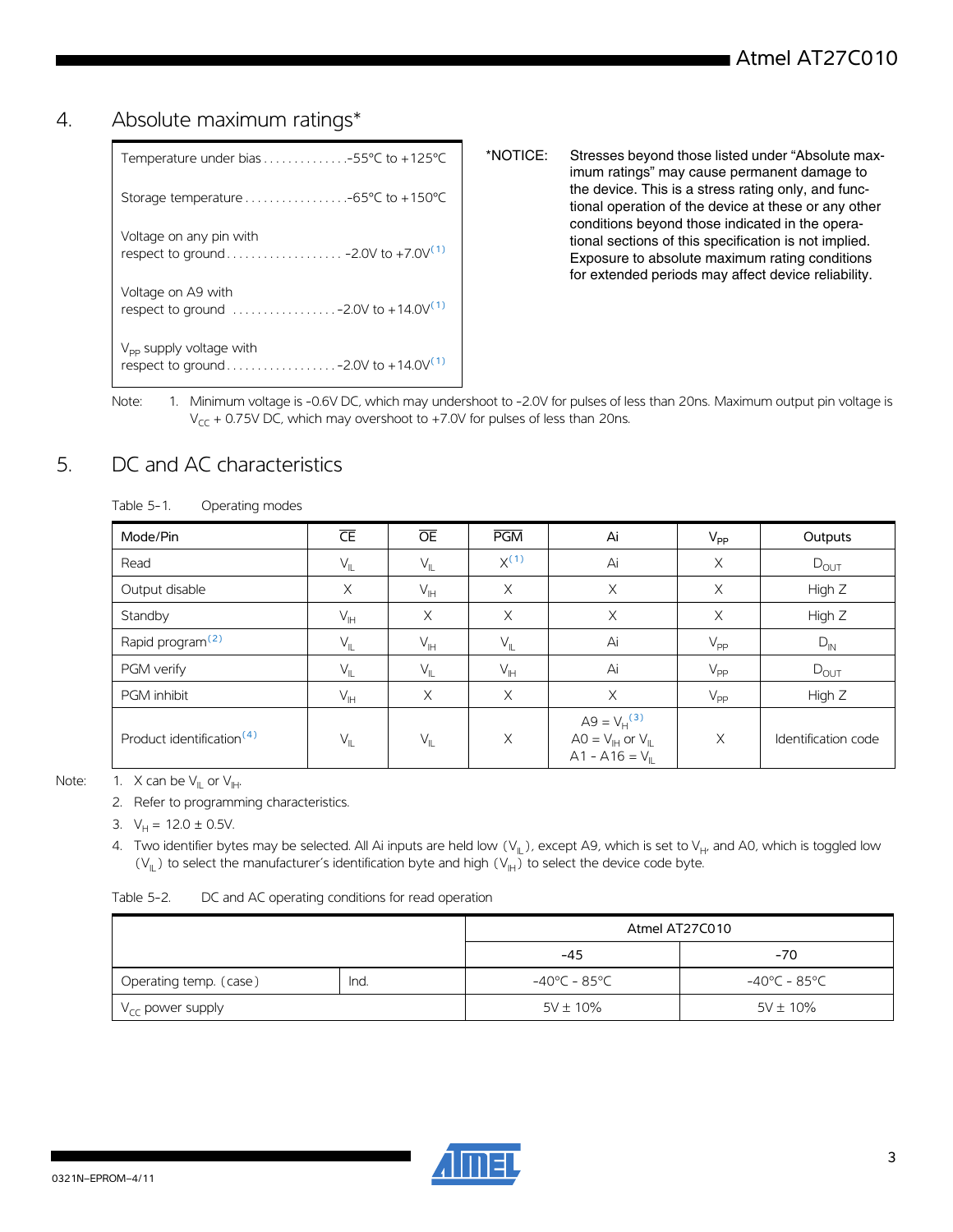## 4. Absolute maximum ratings*

| | |
|---|---|
| Temperature under bias | -55°C to +125°C |
| Storage temperature | -65°C to +150°C |
| Voltage on any pin with respect to ground | -2.0V to +7.0V[1] |
| Voltage on A9 with respect to ground | -2.0V to +14.0V[1] |
| $V_{PP}$ supply voltage with respect to ground | -2.0V to +14.0V[1] |

*NOTICE: Stresses beyond those listed under "Absolute maximum ratings" may cause permanent damage to the device. This is a stress rating only, and functional operation of the device at these or any other conditions beyond those indicated in the operational sections of this specification is not implied. Exposure to absolute maximum rating conditions for extended periods may affect device reliability.

Note: 1. Minimum voltage is -0.6V DC, which may undershoot to -2.0V for pulses of less than 20ns. Maximum output pin voltage is $V_{CC}$ + 0.75V DC, which may overshoot to +7.0V for pulses of less than 20ns.

## 5. DC and AC characteristics

Table 5-1. Operating modes

| Mode/Pin | $\overline{CE}$ | $\overline{OE}$ | $\overline{PGM}$ | Ai | $V_{PP}$ | Outputs |
|---|---|---|---|---|---|---|
| Read | $V_{IL}$ | $V_{IL}$ | X[1] | Ai | X | $D_{OUT}$ |
| Output disable | X | $V_{IH}$ | X | X | X | High Z |
| Standby | $V_{IH}$ | X | X | X | X | High Z |
| Rapid program[2] | $V_{IL}$ | $V_{IH}$ | $V_{IL}$ | Ai | $V_{PP}$ | $D_{IN}$ |
| PGM verify | $V_{IL}$ | $V_{IL}$ | $V_{IH}$ | Ai | $V_{PP}$ | $D_{OUT}$ |
| PGM inhibit | $V_{IH}$ | X | X | X | $V_{PP}$ | High Z |
| Product identification[4] | $V_{IL}$ | $V_{IL}$ | X | A9 = $V_H$[3]<br>A0 = $V_{IH}$ or $V_{IL}$<br>A1 - A16 = $V_{IL}$ | X | Identification code |

Note:
1. X can be $V_{IL}$ or $V_{IH}$.
2. Refer to programming characteristics.
3. $V_H$ = 12.0 ± 0.5V.
4. Two identifier bytes may be selected. All Ai inputs are held low ($V_{IL}$), except A9, which is set to $V_H$, and A0, which is toggled low ($V_{IL}$) to select the manufacturer's identification byte and high ($V_{IH}$) to select the device code byte.

Table 5-2. DC and AC operating conditions for read operation

| | | Atmel AT27C010 | |
|---|---|---|---|
| | | -45 | -70 |
| Operating temp. (case) | Ind. | -40°C - 85°C | -40°C - 85°C |
| $V_{CC}$ power supply | | 5V ± 10% | 5V ± 10% |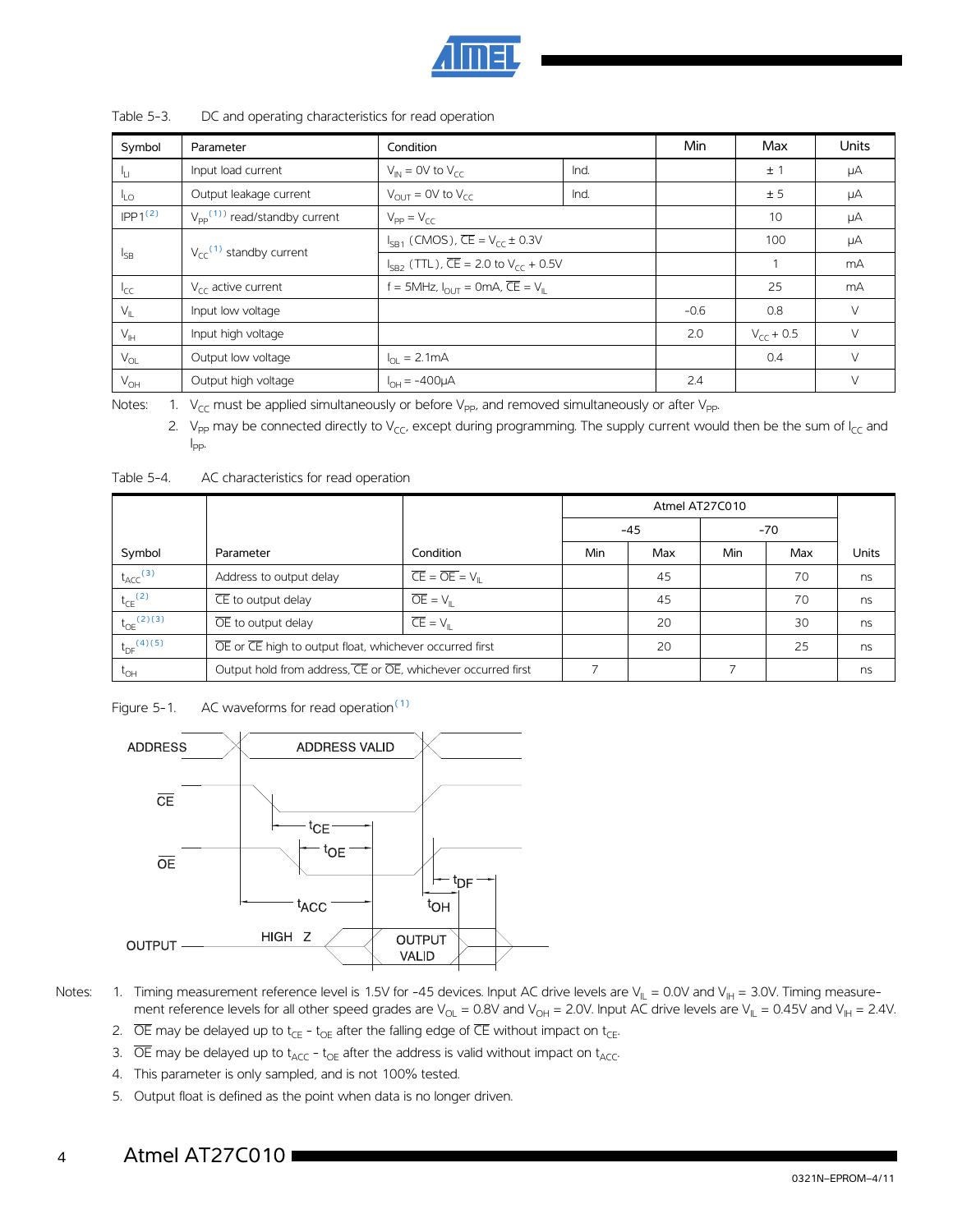Table 5-3. DC and operating characteristics for read operation

| Symbol | Parameter | Condition | | Min | Max | Units |
|---|---|---|---|---|---|---|
| $I_{LI}$ | Input load current | $V_{IN}$ = 0V to $V_{CC}$ | Ind. | | ± 1 | µA |
| $I_{LO}$ | Output leakage current | $V_{OUT}$ = 0V to $V_{CC}$ | Ind. | | ± 5 | µA |
| IPP1[2] | $V_{PP}$[1] read/standby current | $V_{PP} = V_{CC}$ | | | 10 | µA |
| $I_{SB}$ | $V_{CC}$[1] standby current | $I_{SB1}$ (CMOS), $\overline{CE}$ = $V_{CC}$ ± 0.3V | | | 100 | µA |
| | | $I_{SB2}$ (TTL), $\overline{CE}$ = 2.0 to $V_{CC}$ + 0.5V | | | 1 | mA |
| $I_{CC}$ | $V_{CC}$ active current | f = 5MHz, $I_{OUT}$ = 0mA, $\overline{CE}$ = $V_{IL}$ | | | 25 | mA |
| $V_{IL}$ | Input low voltage | | | -0.6 | 0.8 | V |
| $V_{IH}$ | Input high voltage | | | 2.0 | $V_{CC}$ + 0.5 | V |
| $V_{OL}$ | Output low voltage | $I_{OL}$ = 2.1mA | | | 0.4 | V |
| $V_{OH}$ | Output high voltage | $I_{OH}$ = -400µA | | 2.4 | | V |

Notes:
1. $V_{CC}$ must be applied simultaneously or before $V_{PP}$, and removed simultaneously or after $V_{PP}$.
2. $V_{PP}$ may be connected directly to $V_{CC}$, except during programming. The supply current would then be the sum of $I_{CC}$ and $I_{PP}$.

Table 5-4. AC characteristics for read operation

| | | | Atmel AT27C010 | | | | |
|---|---|---|---|---|---|---|---|
| | | | -45 | | -70 | | |
| Symbol | Parameter | Condition | Min | Max | Min | Max | Units |
| $t_{ACC}$[3] | Address to output delay | $\overline{CE}$ = $\overline{OE}$ = $V_{IL}$ | | 45 | | 70 | ns |
| $t_{CE}$[2] | $\overline{CE}$ to output delay | $\overline{OE}$ = $V_{IL}$ | | 45 | | 70 | ns |
| $t_{OE}$[2][3] | $\overline{OE}$ to output delay | $\overline{CE}$ = $V_{IL}$ | | 20 | | 30 | ns |
| $t_{DF}$[4][5] | $\overline{OE}$ or $\overline{CE}$ high to output float, whichever occurred first | | | 20 | | 25 | ns |
| $t_{OH}$ | Output hold from address, $\overline{CE}$ or $\overline{OE}$, whichever occurred first | | 7 | | 7 | | ns |

Figure 5-1. AC waveforms for read operation[1]

Notes:
1. Timing measurement reference level is 1.5V for -45 devices. Input AC drive levels are $V_{IL}$ = 0.0V and $V_{IH}$ = 3.0V. Timing measurement reference levels for all other speed grades are $V_{OL}$ = 0.8V and $V_{OH}$ = 2.0V. Input AC drive levels are $V_{IL}$ = 0.45V and $V_{IH}$ = 2.4V.
2. $\overline{OE}$ may be delayed up to $t_{CE}$ - $t_{OE}$ after the falling edge of $\overline{CE}$ without impact on $t_{CE}$.
3. $\overline{OE}$ may be delayed up to $t_{ACC}$ - $t_{OE}$ after the address is valid without impact on $t_{ACC}$.
4. This parameter is only sampled, and is not 100% tested.
5. Output float is defined as the point when data is no longer driven.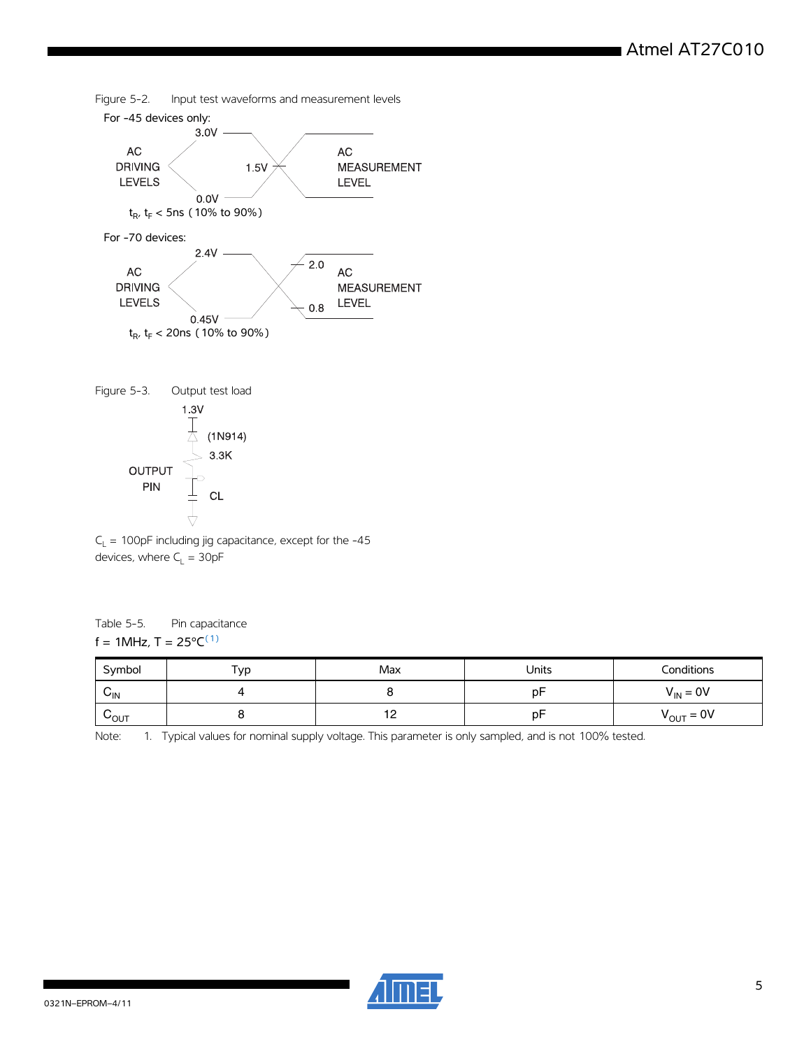Figure 5-2. Input test waveforms and measurement levels

For -45 devices only:

3.0V

AC DRIVING LEVELS

1.5V

AC MEASUREMENT LEVEL

0.0V

$t_R$, $t_F$ < 5ns (10% to 90%)

For -70 devices:

2.4V

AC DRIVING LEVELS

2.0

AC MEASUREMENT LEVEL

0.8

0.45V

$t_R$, $t_F$ < 20ns (10% to 90%)

Figure 5-3. Output test load

1.3V

(1N914)

3.3K

OUTPUT PIN

CL

$C_L$ = 100pF including jig capacitance, except for the -45 devices, where $C_L$ = 30pF

Table 5-5. Pin capacitance

f = 1MHz, T = 25°C[(1)]

| Symbol | Typ | Max | Units | Conditions |
|---|---|---|---|---|
| $C_{IN}$ | 4 | 8 | pF | $V_{IN}$ = 0V |
| $C_{OUT}$ | 8 | 12 | pF | $V_{OUT}$ = 0V |

Note: 1. Typical values for nominal supply voltage. This parameter is only sampled, and is not 100% tested.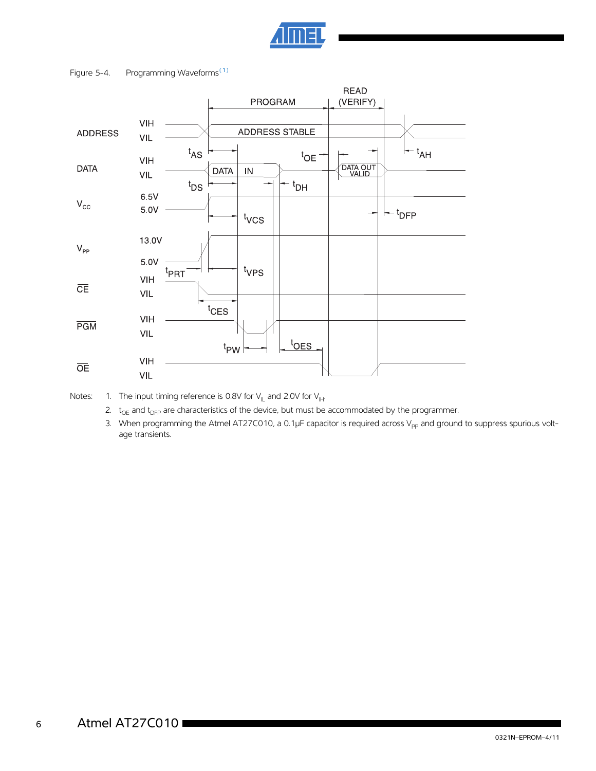Figure 5-4. Programming Waveforms[1]

Notes:
1. The input timing reference is 0.8V for $V_{IL}$ and 2.0V for $V_{IH}$.
2. $t_{OE}$ and $t_{DFP}$ are characteristics of the device, but must be accommodated by the programmer.
3. When programming the Atmel AT27C010, a 0.1µF capacitor is required across $V_{PP}$ and ground to suppress spurious voltage transients.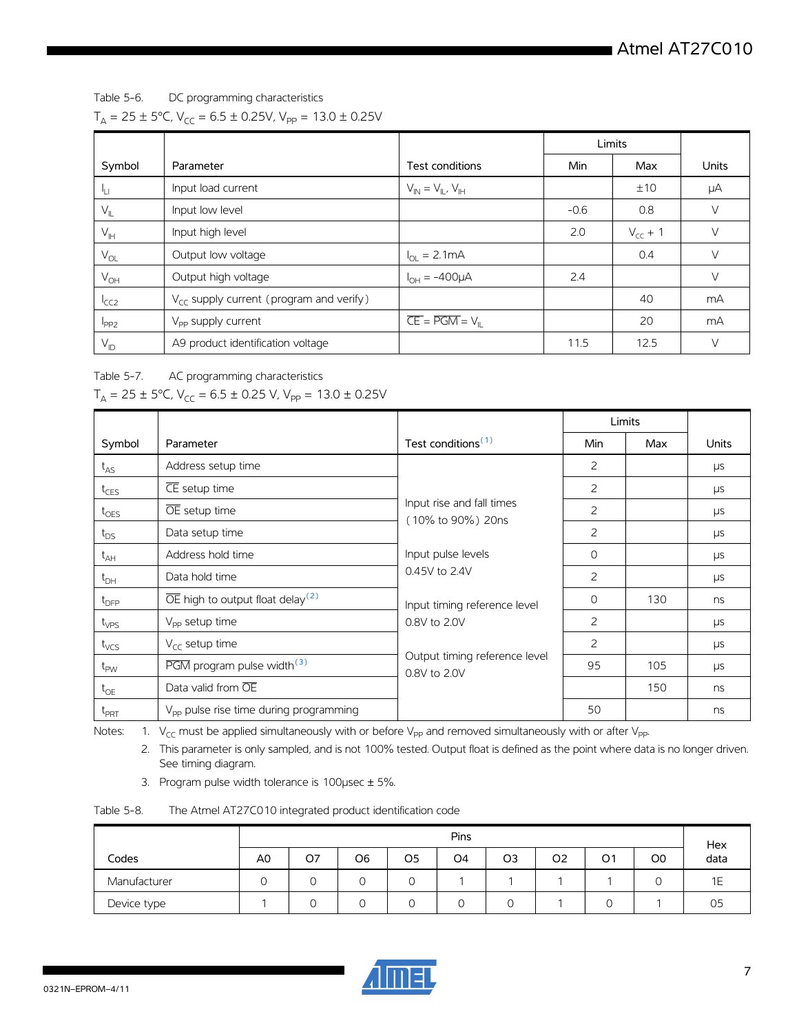Table 5-6. DC programming characteristics

$T_A = 25 \pm 5°C$, $V_{CC} = 6.5 \pm 0.25V$, $V_{PP} = 13.0 \pm 0.25V$

| Symbol | Parameter | Test conditions | Limits | | Units |
|---|---|---|---|---|---|
| | | | Min | Max | |
| $I_{LI}$ | Input load current | $V_{IN} = V_{IL}, V_{IH}$ | | ±10 | µA |
| $V_{IL}$ | Input low level | | -0.6 | 0.8 | V |
| $V_{IH}$ | Input high level | | 2.0 | $V_{CC} + 1$ | V |
| $V_{OL}$ | Output low voltage | $I_{OL} = 2.1mA$ | | 0.4 | V |
| $V_{OH}$ | Output high voltage | $I_{OH} = -400µA$ | 2.4 | | V |
| $I_{CC2}$ | $V_{CC}$ supply current (program and verify) | | | 40 | mA |
| $I_{PP2}$ | $V_{PP}$ supply current | $\overline{CE} = \overline{PGM} = V_{IL}$ | | 20 | mA |
| $V_{ID}$ | A9 product identification voltage | | 11.5 | 12.5 | V |

Table 5-7. AC programming characteristics

$T_A = 25 \pm 5°C$, $V_{CC} = 6.5 \pm 0.25$ V, $V_{PP} = 13.0 \pm 0.25V$

| Symbol | Parameter | Test conditions[1] | Limits | | Units |
|---|---|---|---|---|---|
| | | | Min | Max | |
| $t_{AS}$ | Address setup time | Input rise and fall times (10% to 90%) 20ns<br>Input pulse levels 0.45V to 2.4V<br>Input timing reference level 0.8V to 2.0V<br>Output timing reference level 0.8V to 2.0V | 2 | | µs |
| $t_{CES}$ | $\overline{CE}$ setup time | | 2 | | µs |
| $t_{OES}$ | $\overline{OE}$ setup time | | 2 | | µs |
| $t_{DS}$ | Data setup time | | 2 | | µs |
| $t_{AH}$ | Address hold time | | 0 | | µs |
| $t_{DH}$ | Data hold time | | 2 | | µs |
| $t_{DFP}$ | $\overline{OE}$ high to output float delay[2] | | 0 | 130 | ns |
| $t_{VPS}$ | $V_{PP}$ setup time | | 2 | | µs |
| $t_{VCS}$ | $V_{CC}$ setup time | | 2 | | µs |
| $t_{PW}$ | $\overline{PGM}$ program pulse width[3] | | 95 | 105 | µs |
| $t_{OE}$ | Data valid from $\overline{OE}$ | | | 150 | ns |
| $t_{PRT}$ | $V_{PP}$ pulse rise time during programming | | 50 | | ns |

Notes:
1. $V_{CC}$ must be applied simultaneously with or before $V_{PP}$ and removed simultaneously with or after $V_{PP}$.
2. This parameter is only sampled, and is not 100% tested. Output float is defined as the point where data is no longer driven. See timing diagram.
3. Program pulse width tolerance is 100µsec ± 5%.

Table 5-8. The Atmel AT27C010 integrated product identification code

| Codes | Pins | | | | | | | | | Hex data |
|---|---|---|---|---|---|---|---|---|---|---|
| | A0 | O7 | O6 | O5 | O4 | O3 | O2 | O1 | O0 | |
| Manufacturer | 0 | 0 | 0 | 0 | 1 | 1 | 1 | 1 | 0 | 1E |
| Device type | 1 | 0 | 0 | 0 | 0 | 0 | 1 | 0 | 1 | 05 |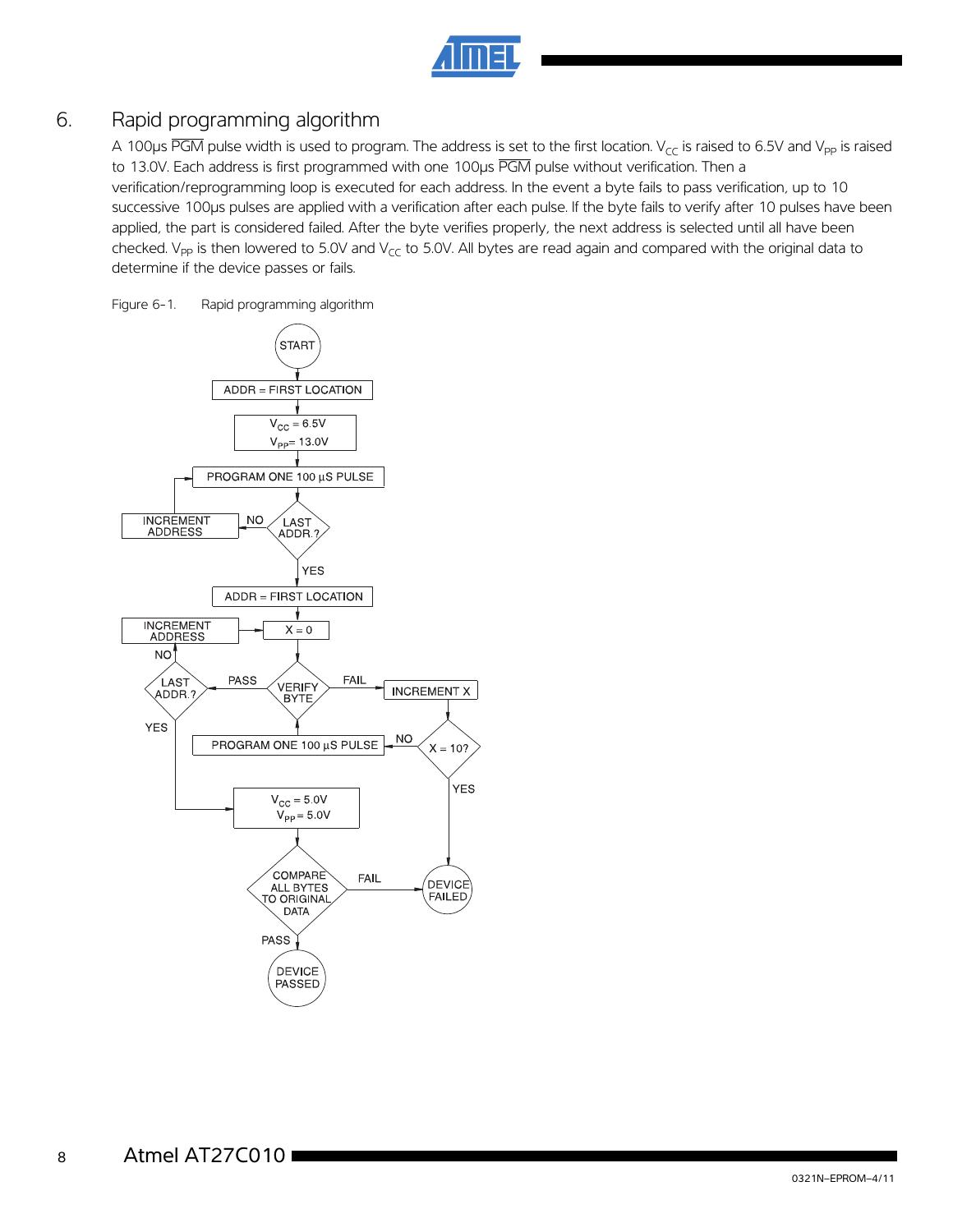## 6. Rapid programming algorithm

A 100µs $\overline{PGM}$ pulse width is used to program. The address is set to the first location. $V_{CC}$ is raised to 6.5V and $V_{PP}$ is raised to 13.0V. Each address is first programmed with one 100µs $\overline{PGM}$ pulse without verification. Then a verification/reprogramming loop is executed for each address. In the event a byte fails to pass verification, up to 10 successive 100µs pulses are applied with a verification after each pulse. If the byte fails to verify after 10 pulses have been applied, the part is considered failed. After the byte verifies properly, the next address is selected until all have been checked. $V_{PP}$ is then lowered to 5.0V and $V_{CC}$ to 5.0V. All bytes are read again and compared with the original data to determine if the device passes or fails.

Figure 6-1. Rapid programming algorithm

START → ADDR = FIRST LOCATION → $V_{CC}$ = 6.5V, $V_{PP}$ = 13.0V → PROGRAM ONE 100 µS PULSE → LAST ADDR.? (NO → INCREMENT ADDRESS → PROGRAM ONE 100 µS PULSE; YES → ADDR = FIRST LOCATION) → X = 0 → VERIFY BYTE (PASS → LAST ADDR.?; FAIL → INCREMENT X → X = 10? (NO → PROGRAM ONE 100 µS PULSE → VERIFY BYTE; YES → DEVICE FAILED))

LAST ADDR.? (NO → INCREMENT ADDRESS → X = 0; YES → $V_{CC}$ = 5.0V, $V_{PP}$ = 5.0V) → COMPARE ALL BYTES TO ORIGINAL DATA (FAIL → DEVICE FAILED; PASS → DEVICE PASSED)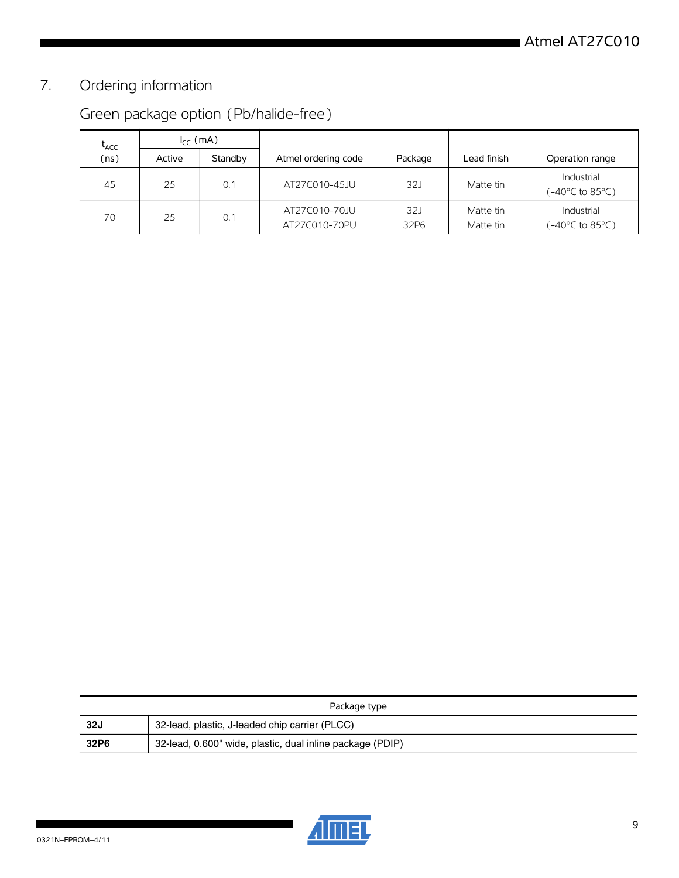## 7. Ordering information

### Green package option (Pb/halide-free)

| $t_{ACC}$ (ns) | $I_{CC}$ (mA) | | Atmel ordering code | Package | Lead finish | Operation range |
|---|---|---|---|---|---|---|
| | Active | Standby | | | | |
| 45 | 25 | 0.1 | AT27C010-45JU | 32J | Matte tin | Industrial (-40°C to 85°C) |
| 70 | 25 | 0.1 | AT27C010-70JU<br>AT27C010-70PU | 32J<br>32P6 | Matte tin<br>Matte tin | Industrial (-40°C to 85°C) |

| Package type | |
|---|---|
| **32J** | 32-lead, plastic, J-leaded chip carrier (PLCC) |
| **32P6** | 32-lead, 0.600" wide, plastic, dual inline package (PDIP) |

0321N–EPROM–4/11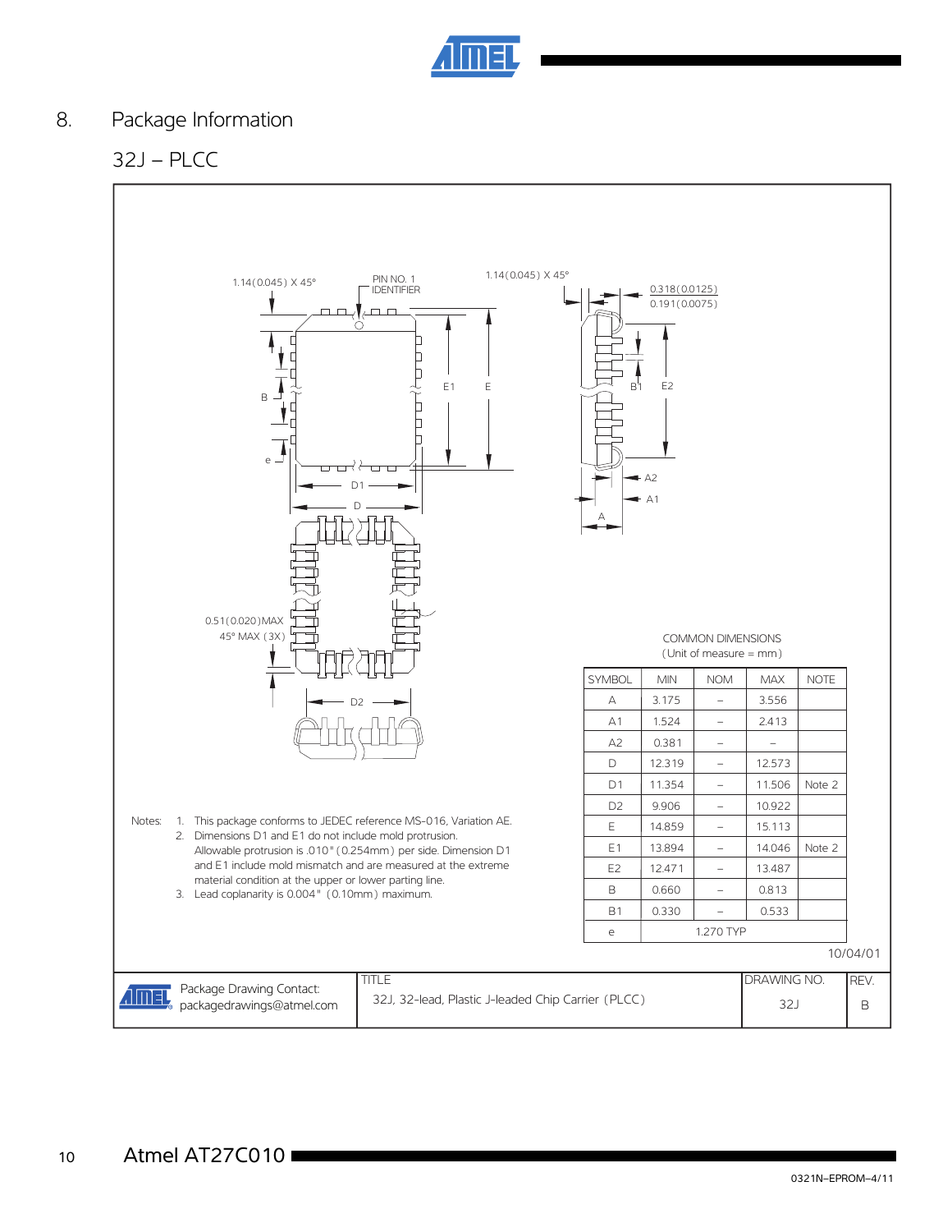## 8. Package Information

### 32J – PLCC

1.14(0.045) X 45°

PIN NO. 1 IDENTIFIER

1.14(0.045) X 45°

0.318(0.0125)
0.191(0.0075)

0.51(0.020)MAX
45° MAX (3X)

COMMON DIMENSIONS
(Unit of measure = mm)

| SYMBOL | MIN | NOM | MAX | NOTE |
|---|---|---|---|---|
| A | 3.175 | – | 3.556 | |
| A1 | 1.524 | – | 2.413 | |
| A2 | 0.381 | – | – | |
| D | 12.319 | – | 12.573 | |
| D1 | 11.354 | – | 11.506 | Note 2 |
| D2 | 9.906 | – | 10.922 | |
| E | 14.859 | – | 15.113 | |
| E1 | 13.894 | – | 14.046 | Note 2 |
| E2 | 12.471 | – | 13.487 | |
| B | 0.660 | – | 0.813 | |
| B1 | 0.330 | – | 0.533 | |
| e | | 1.270 TYP | | |

Notes:
1. This package conforms to JEDEC reference MS-016, Variation AE.
2. Dimensions D1 and E1 do not include mold protrusion. Allowable protrusion is .010"(0.254mm) per side. Dimension D1 and E1 include mold mismatch and are measured at the extreme material condition at the upper or lower parting line.
3. Lead coplanarity is 0.004" (0.10mm) maximum.

10/04/01

| Package Drawing Contact: packagedrawings@atmel.com | TITLE 32J, 32-lead, Plastic J-leaded Chip Carrier (PLCC) | DRAWING NO. 32J | REV. B |
|---|---|---|---|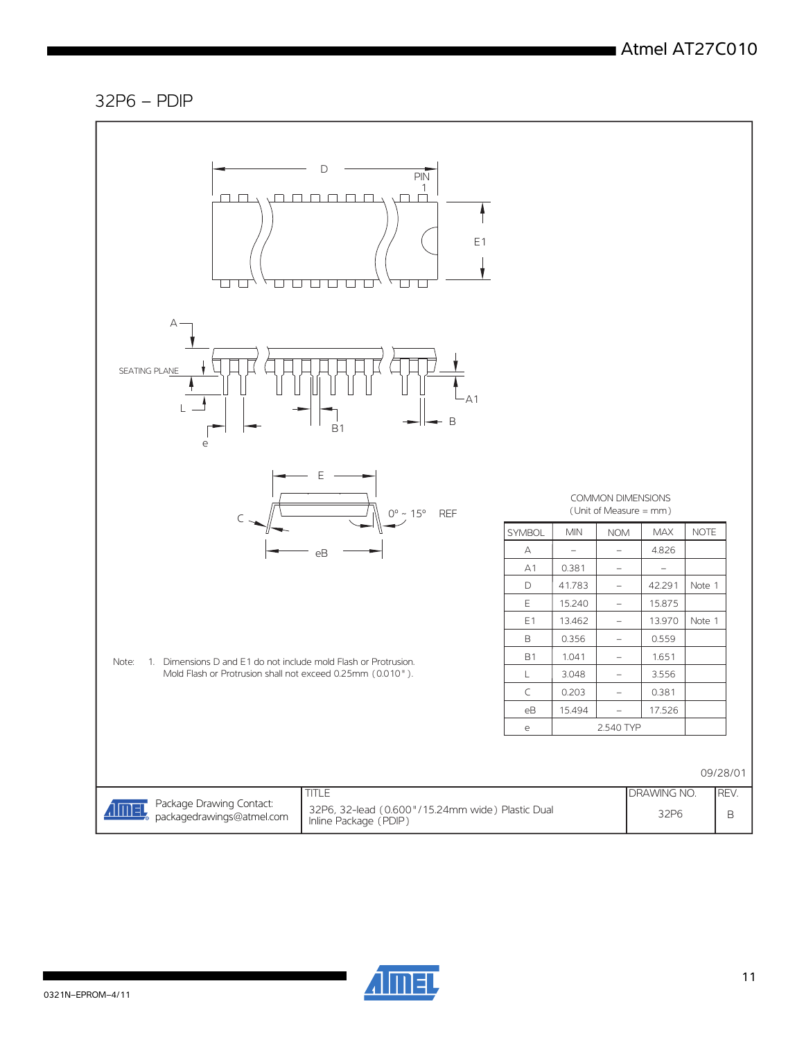## 32P6 – PDIP

COMMON DIMENSIONS
(Unit of Measure = mm)

| SYMBOL | MIN | NOM | MAX | NOTE |
|---|---|---|---|---|
| A | – | – | 4.826 | |
| A1 | 0.381 | – | – | |
| D | 41.783 | – | 42.291 | Note 1 |
| E | 15.240 | – | 15.875 | |
| E1 | 13.462 | – | 13.970 | Note 1 |
| B | 0.356 | – | 0.559 | |
| B1 | 1.041 | – | 1.651 | |
| L | 3.048 | – | 3.556 | |
| C | 0.203 | – | 0.381 | |
| eB | 15.494 | – | 17.526 | |
| e | | 2.540 TYP | | |

Note: 1. Dimensions D and E1 do not include mold Flash or Protrusion. Mold Flash or Protrusion shall not exceed 0.25mm (0.010").

09/28/01

| Package Drawing Contact: packagedrawings@atmel.com | TITLE 32P6, 32-lead (0.600"/15.24mm wide) Plastic Dual Inline Package (PDIP) | DRAWING NO. 32P6 | REV. B |
|---|---|---|---|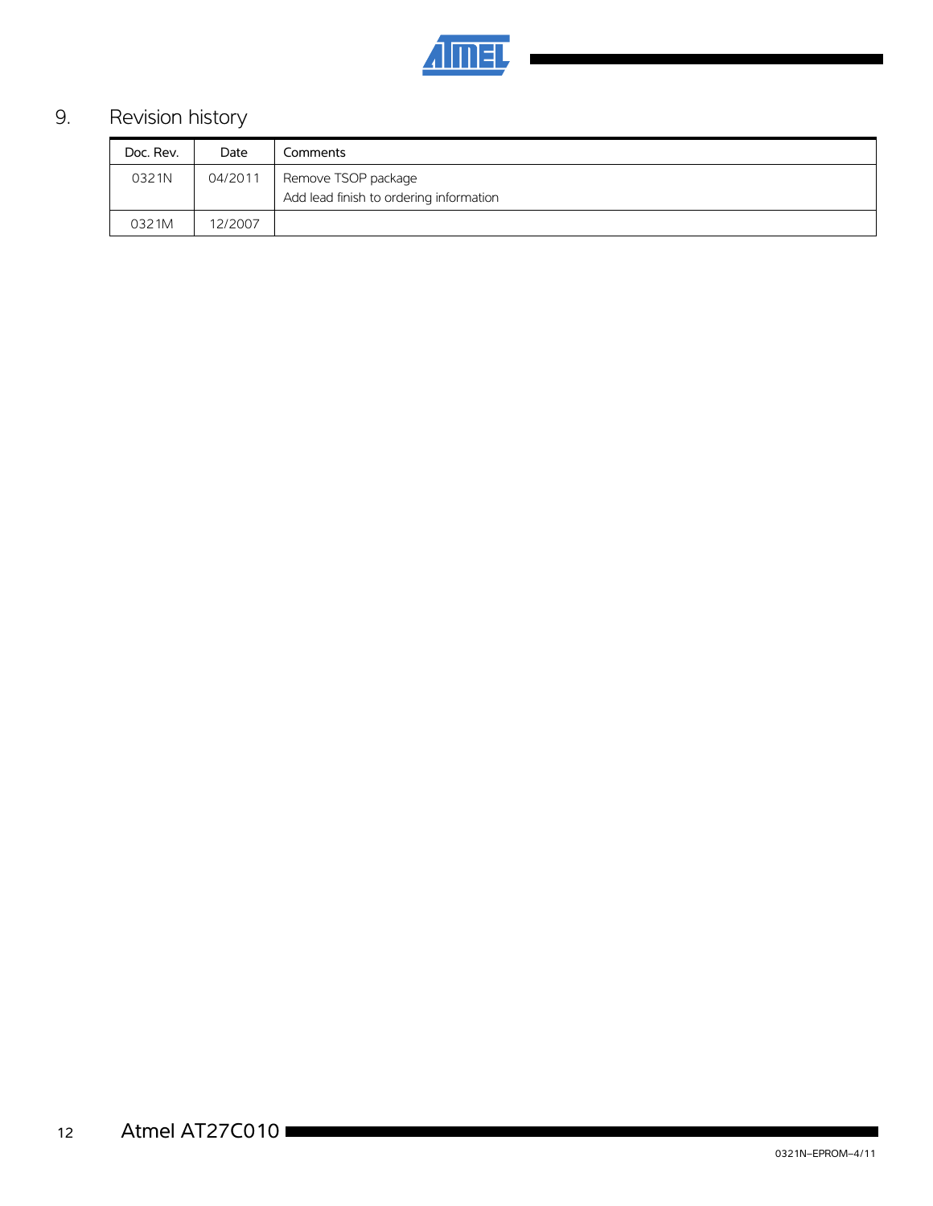## 9. Revision history

| Doc. Rev. | Date | Comments |
| --- | --- | --- |
| 0321N | 04/2011 | Remove TSOP package<br>Add lead finish to ordering information |
| 0321M | 12/2007 | |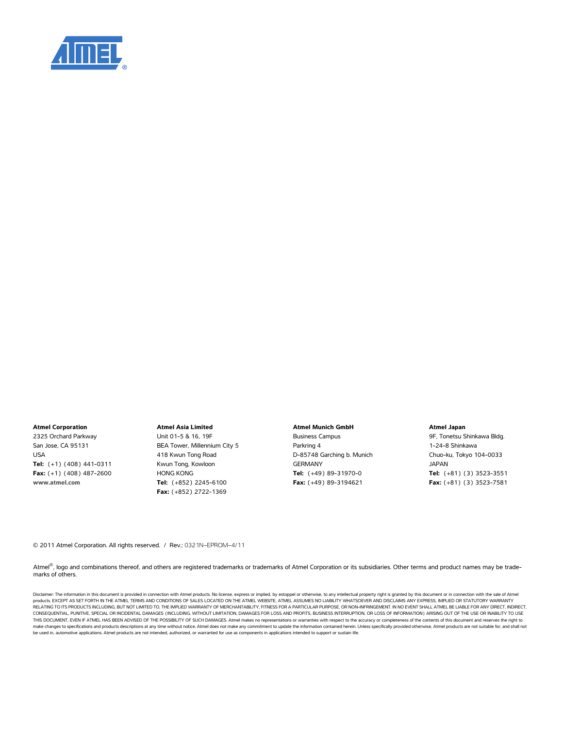**Atmel Corporation**
2325 Orchard Parkway
San Jose, CA 95131
USA
**Tel:** (+1) (408) 441-0311
**Fax:** (+1) (408) 487-2600
**www.atmel.com**

**Atmel Asia Limited**
Unit 01-5 & 16, 19F
BEA Tower, Millennium City 5
418 Kwun Tong Road
Kwun Tong, Kowloon
HONG KONG
**Tel:** (+852) 2245-6100
**Fax:** (+852) 2722-1369

**Atmel Munich GmbH**
Business Campus
Parkring 4
D-85748 Garching b. Munich
GERMANY
**Tel:** (+49) 89-31970-0
**Fax:** (+49) 89-3194621

**Atmel Japan**
9F, Tonetsu Shinkawa Bldg.
1-24-8 Shinkawa
Chuo-ku, Tokyo 104-0033
JAPAN
**Tel:** (+81) (3) 3523-3551
**Fax:** (+81) (3) 3523-7581

© 2011 Atmel Corporation. All rights reserved. / Rev.: 0321N–EPROM–4/11

Atmel®, logo and combinations thereof, and others are registered trademarks or trademarks of Atmel Corporation or its subsidiaries. Other terms and product names may be trademarks of others.

Disclaimer: The information in this document is provided in connection with Atmel products. No license, express or implied, by estoppel or otherwise, to any intellectual property right is granted by this document or in connection with the sale of Atmel products. EXCEPT AS SET FORTH IN THE ATMEL TERMS AND CONDITIONS OF SALES LOCATED ON THE ATMEL WEBSITE, ATMEL ASSUMES NO LIABILITY WHATSOEVER AND DISCLAIMS ANY EXPRESS, IMPLIED OR STATUTORY WARRANTY RELATING TO ITS PRODUCTS INCLUDING, BUT NOT LIMITED TO, THE IMPLIED WARRANTY OF MERCHANTABILITY, FITNESS FOR A PARTICULAR PURPOSE, OR NON-INFRINGEMENT. IN NO EVENT SHALL ATMEL BE LIABLE FOR ANY DIRECT, INDIRECT, CONSEQUENTIAL, PUNITIVE, SPECIAL OR INCIDENTAL DAMAGES (INCLUDING, WITHOUT LIMITATION, DAMAGES FOR LOSS AND PROFITS, BUSINESS INTERRUPTION, OR LOSS OF INFORMATION) ARISING OUT OF THE USE OR INABILITY TO USE THIS DOCUMENT, EVEN IF ATMEL HAS BEEN ADVISED OF THE POSSIBILITY OF SUCH DAMAGES. Atmel makes no representations or warranties with respect to the accuracy or completeness of the contents of this document and reserves the right to make changes to specifications and products descriptions at any time without notice. Atmel does not make any commitment to update the information contained herein. Unless specifically provided otherwise, Atmel products are not suitable for, and shall not be used in, automotive applications. Atmel products are not intended, authorized, or warranted for use as components in applications intended to support or sustain life.